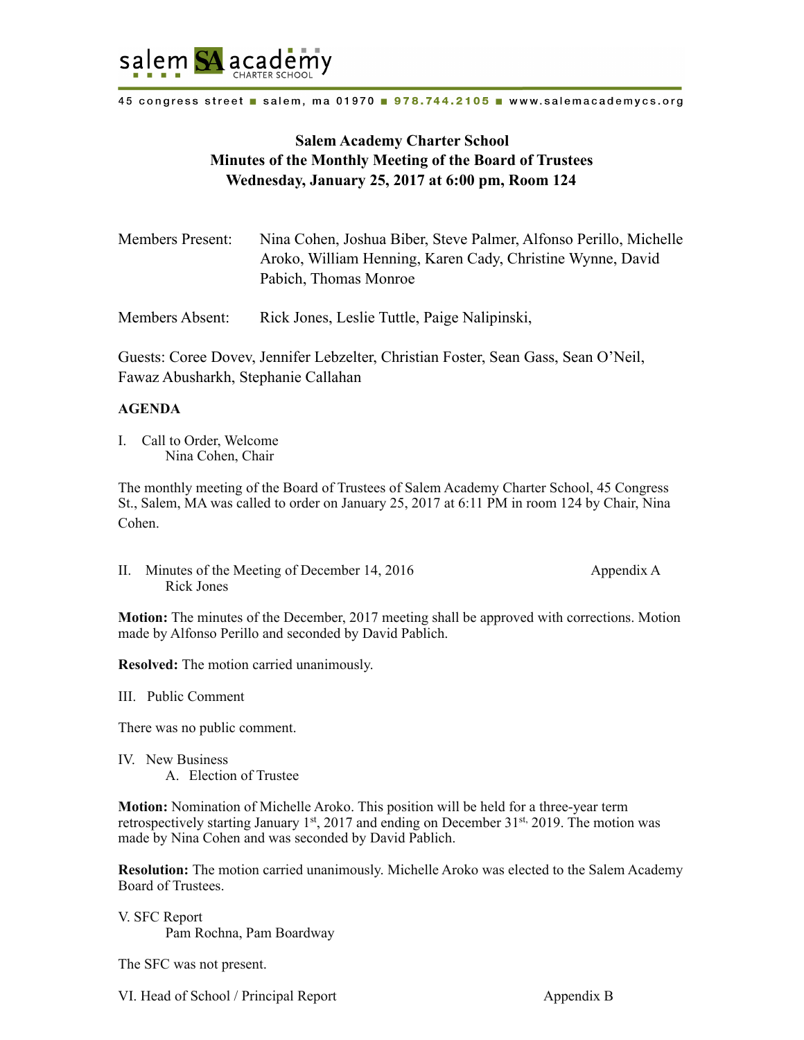# Salem Academy Charter School
## Minutes of the Monthly Meeting of the Board of Trustees
## Wednesday, January 25, 2017 at 6:00 pm, Room 124

Members Present: Nina Cohen, Joshua Biber, Steve Palmer, Alfonso Perillo, Michelle Aroko, William Henning, Karen Cady, Christine Wynne, David Pabich, Thomas Monroe

Members Absent: Rick Jones, Leslie Tuttle, Paige Nalipinski,

Guests: Coree Dovev, Jennifer Lebzelter, Christian Foster, Sean Gass, Sean O'Neil, Fawaz Abusharkh, Stephanie Callahan

**AGENDA**

I. Call to Order, Welcome
   Nina Cohen, Chair

The monthly meeting of the Board of Trustees of Salem Academy Charter School, 45 Congress St., Salem, MA was called to order on January 25, 2017 at 6:11 PM in room 124 by Chair, Nina Cohen.

II. Minutes of the Meeting of December 14, 2016 — Appendix A
   Rick Jones

**Motion:** The minutes of the December, 2017 meeting shall be approved with corrections. Motion made by Alfonso Perillo and seconded by David Pablich.

**Resolved:** The motion carried unanimously.

III. Public Comment

There was no public comment.

IV. New Business
   A. Election of Trustee

**Motion:** Nomination of Michelle Aroko. This position will be held for a three-year term retrospectively starting January 1st, 2017 and ending on December 31st, 2019. The motion was made by Nina Cohen and was seconded by David Pablich.

**Resolution:** The motion carried unanimously. Michelle Aroko was elected to the Salem Academy Board of Trustees.

V. SFC Report
   Pam Rochna, Pam Boardway

The SFC was not present.

VI. Head of School / Principal Report — Appendix B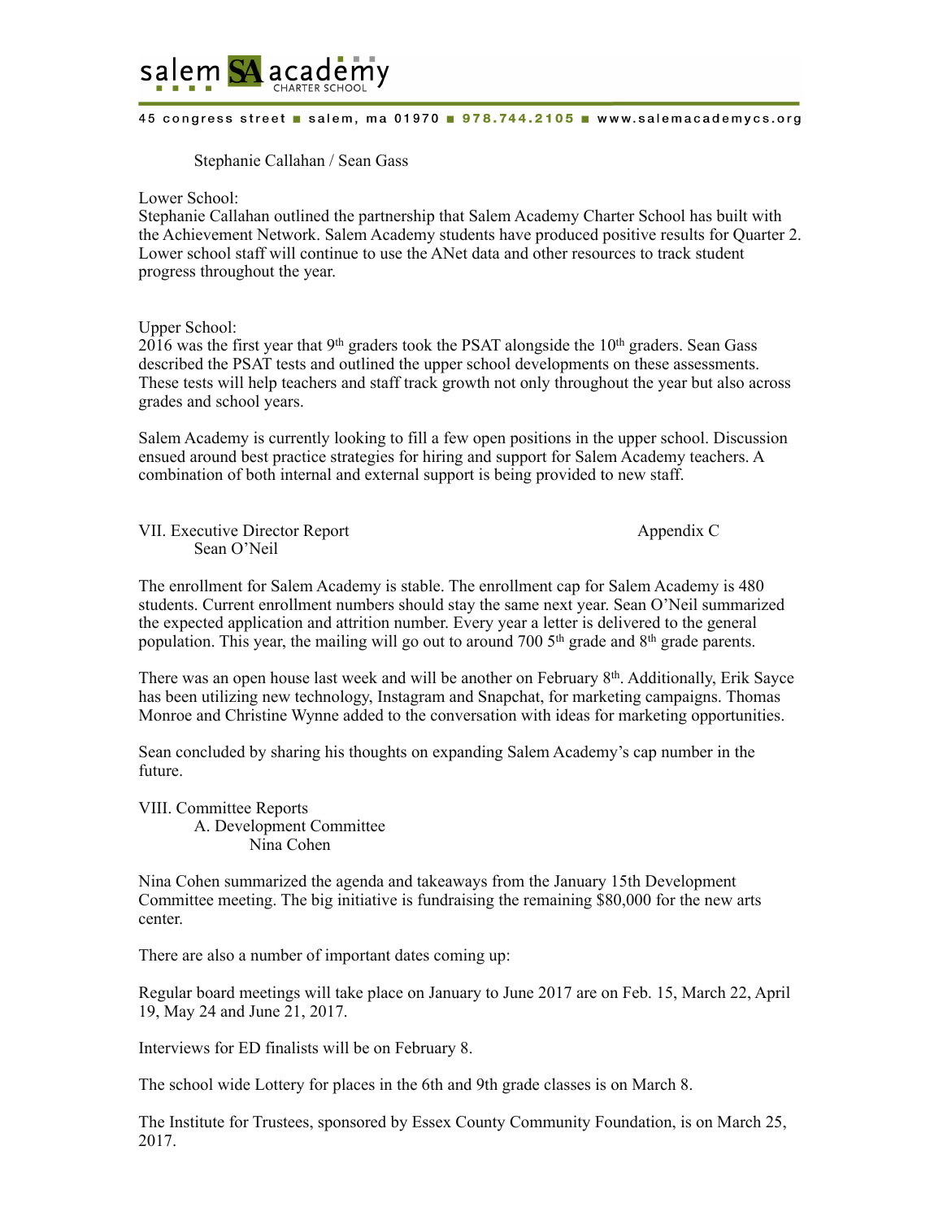Stephanie Callahan / Sean Gass

Lower School:
Stephanie Callahan outlined the partnership that Salem Academy Charter School has built with the Achievement Network. Salem Academy students have produced positive results for Quarter 2. Lower school staff will continue to use the ANet data and other resources to track student progress throughout the year.

Upper School:
2016 was the first year that 9th graders took the PSAT alongside the 10th graders. Sean Gass described the PSAT tests and outlined the upper school developments on these assessments. These tests will help teachers and staff track growth not only throughout the year but also across grades and school years.

Salem Academy is currently looking to fill a few open positions in the upper school. Discussion ensued around best practice strategies for hiring and support for Salem Academy teachers. A combination of both internal and external support is being provided to new staff.

VII. Executive Director Report — Appendix C
Sean O'Neil

The enrollment for Salem Academy is stable. The enrollment cap for Salem Academy is 480 students. Current enrollment numbers should stay the same next year. Sean O'Neil summarized the expected application and attrition number. Every year a letter is delivered to the general population. This year, the mailing will go out to around 700 5th grade and 8th grade parents.

There was an open house last week and will be another on February 8th. Additionally, Erik Sayce has been utilizing new technology, Instagram and Snapchat, for marketing campaigns. Thomas Monroe and Christine Wynne added to the conversation with ideas for marketing opportunities.

Sean concluded by sharing his thoughts on expanding Salem Academy's cap number in the future.

VIII. Committee Reports
A. Development Committee
Nina Cohen

Nina Cohen summarized the agenda and takeaways from the January 15th Development Committee meeting. The big initiative is fundraising the remaining $80,000 for the new arts center.

There are also a number of important dates coming up:

Regular board meetings will take place on January to June 2017 are on Feb. 15, March 22, April 19, May 24 and June 21, 2017.

Interviews for ED finalists will be on February 8.

The school wide Lottery for places in the 6th and 9th grade classes is on March 8.

The Institute for Trustees, sponsored by Essex County Community Foundation, is on March 25, 2017.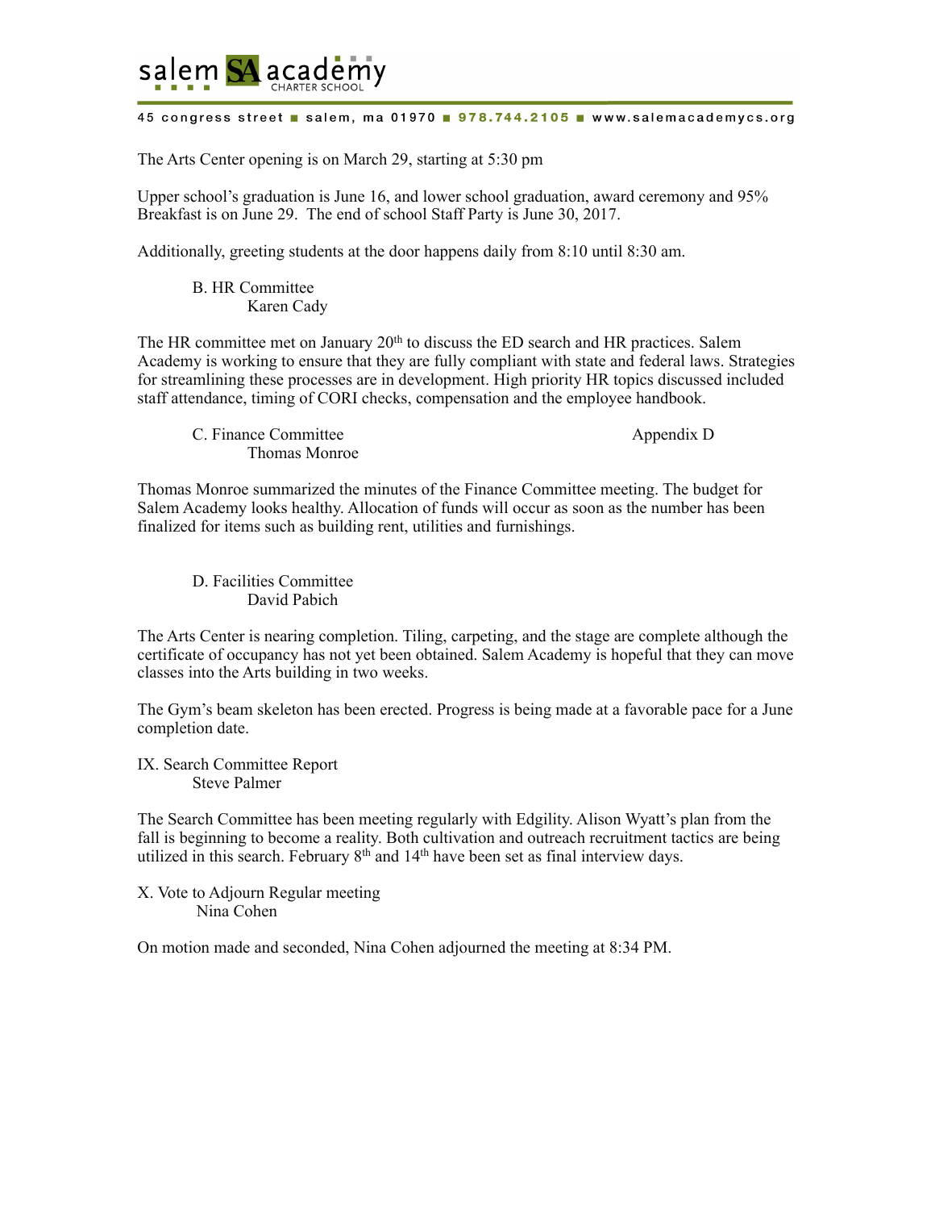The Arts Center opening is on March 29, starting at 5:30 pm

Upper school's graduation is June 16, and lower school graduation, award ceremony and 95% Breakfast is on June 29. The end of school Staff Party is June 30, 2017.

Additionally, greeting students at the door happens daily from 8:10 until 8:30 am.

B. HR Committee
Karen Cady

The HR committee met on January 20th to discuss the ED search and HR practices. Salem Academy is working to ensure that they are fully compliant with state and federal laws. Strategies for streamlining these processes are in development. High priority HR topics discussed included staff attendance, timing of CORI checks, compensation and the employee handbook.

C. Finance Committee — Appendix D
Thomas Monroe

Thomas Monroe summarized the minutes of the Finance Committee meeting. The budget for Salem Academy looks healthy. Allocation of funds will occur as soon as the number has been finalized for items such as building rent, utilities and furnishings.

D. Facilities Committee
David Pabich

The Arts Center is nearing completion. Tiling, carpeting, and the stage are complete although the certificate of occupancy has not yet been obtained. Salem Academy is hopeful that they can move classes into the Arts building in two weeks.

The Gym's beam skeleton has been erected. Progress is being made at a favorable pace for a June completion date.

IX. Search Committee Report
Steve Palmer

The Search Committee has been meeting regularly with Edgility. Alison Wyatt's plan from the fall is beginning to become a reality. Both cultivation and outreach recruitment tactics are being utilized in this search. February 8th and 14th have been set as final interview days.

X. Vote to Adjourn Regular meeting
Nina Cohen

On motion made and seconded, Nina Cohen adjourned the meeting at 8:34 PM.